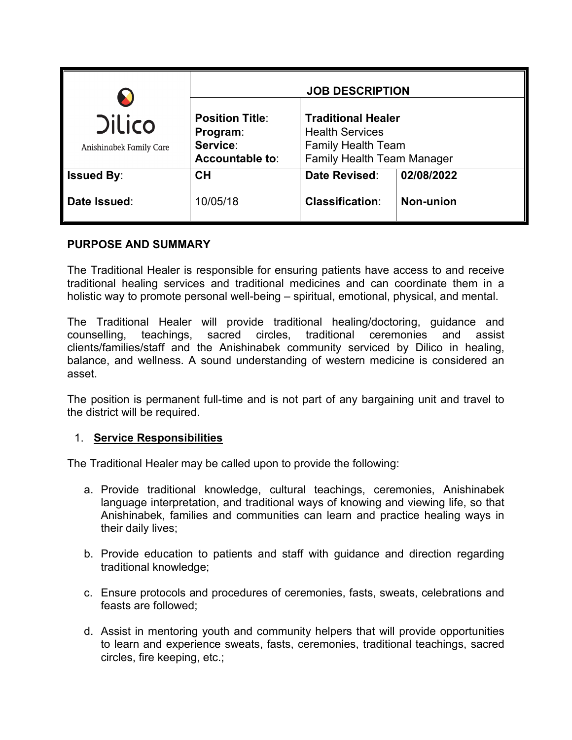| Dilico Anishinabek Family Care | JOB DESCRIPTION | | |
|---|---|---|---|
| | **Position Title**: **Program**: **Service**: **Accountable to**: | **Traditional Healer** Health Services Family Health Team Family Health Team Manager | |
| **Issued By**: | **CH** | **Date Revised**: | **02/08/2022** |
| **Date Issued**: | 10/05/18 | **Classification**: | **Non-union** |

**PURPOSE AND SUMMARY**

The Traditional Healer is responsible for ensuring patients have access to and receive traditional healing services and traditional medicines and can coordinate them in a holistic way to promote personal well-being – spiritual, emotional, physical, and mental.

The Traditional Healer will provide traditional healing/doctoring, guidance and counselling, teachings, sacred circles, traditional ceremonies and assist clients/families/staff and the Anishinabek community serviced by Dilico in healing, balance, and wellness. A sound understanding of western medicine is considered an asset.

The position is permanent full-time and is not part of any bargaining unit and travel to the district will be required.

1. **Service Responsibilities**

The Traditional Healer may be called upon to provide the following:

a. Provide traditional knowledge, cultural teachings, ceremonies, Anishinabek language interpretation, and traditional ways of knowing and viewing life, so that Anishinabek, families and communities can learn and practice healing ways in their daily lives;

b. Provide education to patients and staff with guidance and direction regarding traditional knowledge;

c. Ensure protocols and procedures of ceremonies, fasts, sweats, celebrations and feasts are followed;

d. Assist in mentoring youth and community helpers that will provide opportunities to learn and experience sweats, fasts, ceremonies, traditional teachings, sacred circles, fire keeping, etc.;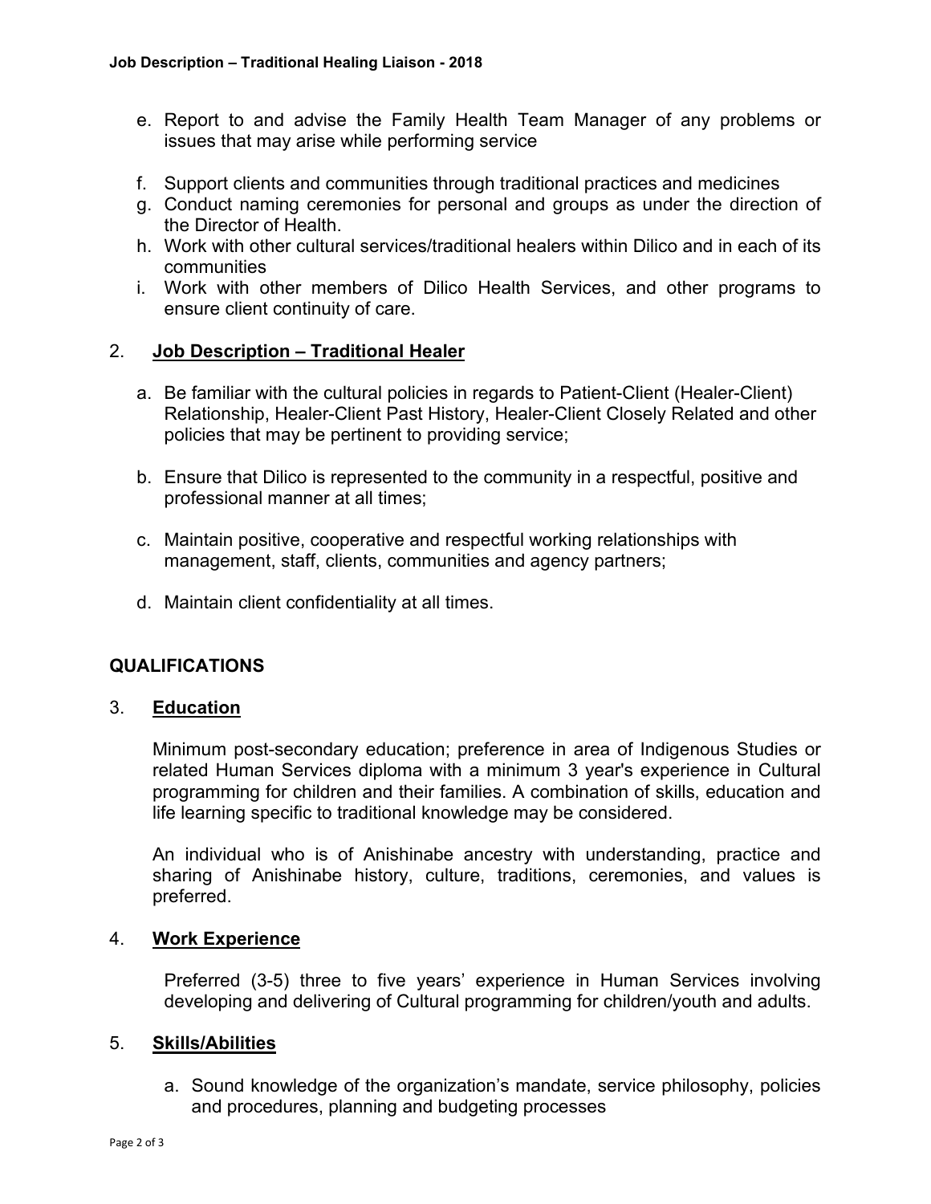e. Report to and advise the Family Health Team Manager of any problems or issues that may arise while performing service

f. Support clients and communities through traditional practices and medicines
g. Conduct naming ceremonies for personal and groups as under the direction of the Director of Health.
h. Work with other cultural services/traditional healers within Dilico and in each of its communities
i. Work with other members of Dilico Health Services, and other programs to ensure client continuity of care.

2. **Job Description – Traditional Healer**

a. Be familiar with the cultural policies in regards to Patient-Client (Healer-Client) Relationship, Healer-Client Past History, Healer-Client Closely Related and other policies that may be pertinent to providing service;

b. Ensure that Dilico is represented to the community in a respectful, positive and professional manner at all times;

c. Maintain positive, cooperative and respectful working relationships with management, staff, clients, communities and agency partners;

d. Maintain client confidentiality at all times.

## QUALIFICATIONS

3. **Education**

Minimum post-secondary education; preference in area of Indigenous Studies or related Human Services diploma with a minimum 3 year's experience in Cultural programming for children and their families. A combination of skills, education and life learning specific to traditional knowledge may be considered.

An individual who is of Anishinabe ancestry with understanding, practice and sharing of Anishinabe history, culture, traditions, ceremonies, and values is preferred.

4. **Work Experience**

Preferred (3-5) three to five years' experience in Human Services involving developing and delivering of Cultural programming for children/youth and adults.

5. **Skills/Abilities**

a. Sound knowledge of the organization's mandate, service philosophy, policies and procedures, planning and budgeting processes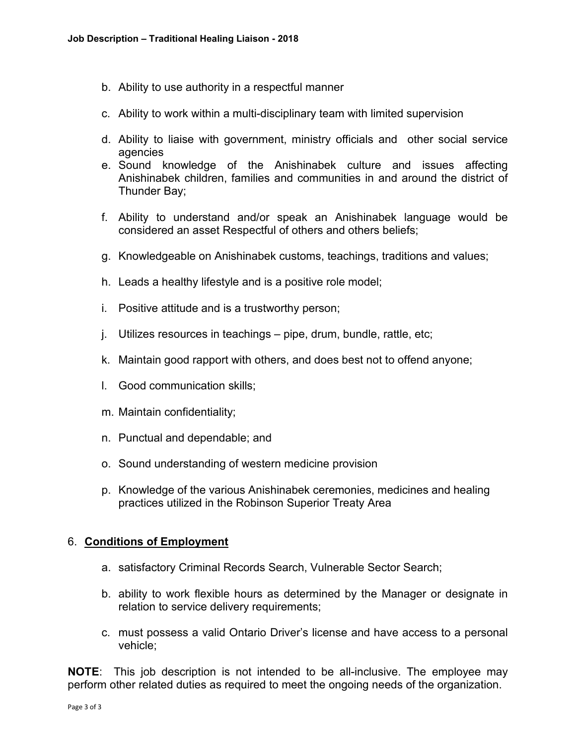b. Ability to use authority in a respectful manner

c. Ability to work within a multi-disciplinary team with limited supervision

d. Ability to liaise with government, ministry officials and other social service agencies

e. Sound knowledge of the Anishinabek culture and issues affecting Anishinabek children, families and communities in and around the district of Thunder Bay;

f. Ability to understand and/or speak an Anishinabek language would be considered an asset Respectful of others and others beliefs;

g. Knowledgeable on Anishinabek customs, teachings, traditions and values;

h. Leads a healthy lifestyle and is a positive role model;

i. Positive attitude and is a trustworthy person;

j. Utilizes resources in teachings – pipe, drum, bundle, rattle, etc;

k. Maintain good rapport with others, and does best not to offend anyone;

l. Good communication skills;

m. Maintain confidentiality;

n. Punctual and dependable; and

o. Sound understanding of western medicine provision

p. Knowledge of the various Anishinabek ceremonies, medicines and healing practices utilized in the Robinson Superior Treaty Area

6. **Conditions of Employment**

a. satisfactory Criminal Records Search, Vulnerable Sector Search;

b. ability to work flexible hours as determined by the Manager or designate in relation to service delivery requirements;

c. must possess a valid Ontario Driver's license and have access to a personal vehicle;

**NOTE**: This job description is not intended to be all-inclusive. The employee may perform other related duties as required to meet the ongoing needs of the organization.